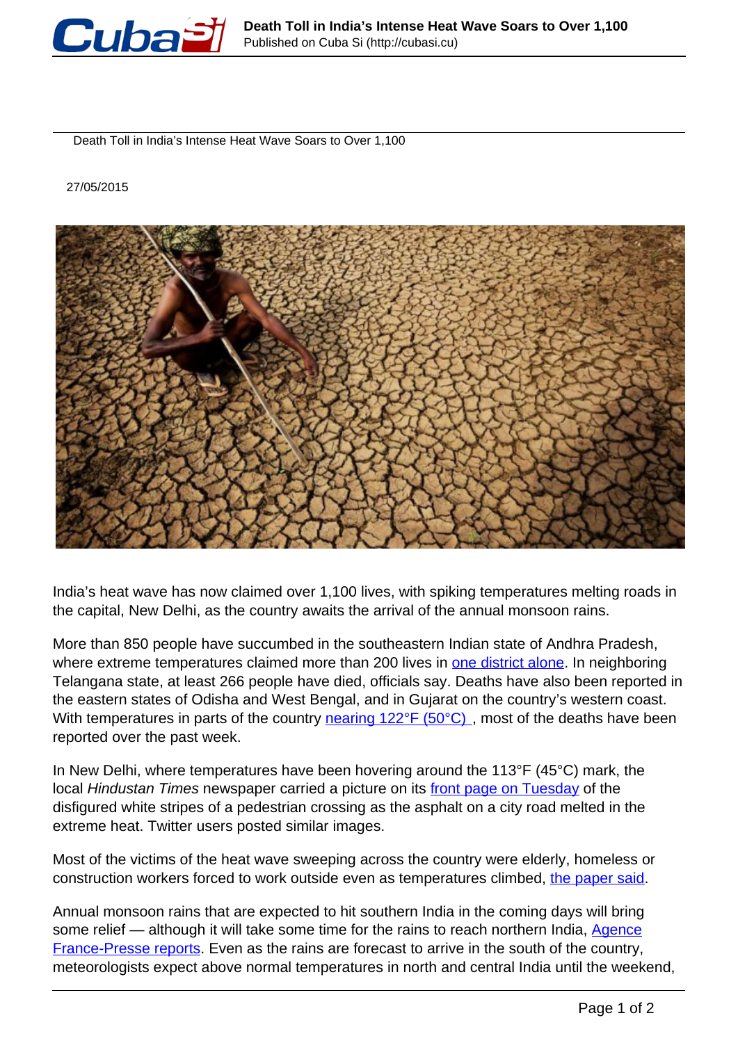Death Toll in India's Intense Heat Wave Soars to Over 1,100

27/05/2015

India's heat wave has now claimed over 1,100 lives, with spiking temperatures melting roads in the capital, New Delhi, as the country awaits the arrival of the annual monsoon rains.

More than 850 people have succumbed in the southeastern Indian state of Andhra Pradesh, where extreme temperatures claimed more than 200 lives in [one district alone]. In neighboring Telangana state, at least 266 people have died, officials say. Deaths have also been reported in the eastern states of Odisha and West Bengal, and in Gujarat on the country's western coast. With temperatures in parts of the country [nearing 122°F (50°C) ], most of the deaths have been reported over the past week.

In New Delhi, where temperatures have been hovering around the 113°F (45°C) mark, the local *Hindustan Times* newspaper carried a picture on its [front page on Tuesday] of the disfigured white stripes of a pedestrian crossing as the asphalt on a city road melted in the extreme heat. Twitter users posted similar images.

Most of the victims of the heat wave sweeping across the country were elderly, homeless or construction workers forced to work outside even as temperatures climbed, [the paper said].

Annual monsoon rains that are expected to hit southern India in the coming days will bring some relief — although it will take some time for the rains to reach northern India, [Agence France-Presse reports]. Even as the rains are forecast to arrive in the south of the country, meteorologists expect above normal temperatures in north and central India until the weekend,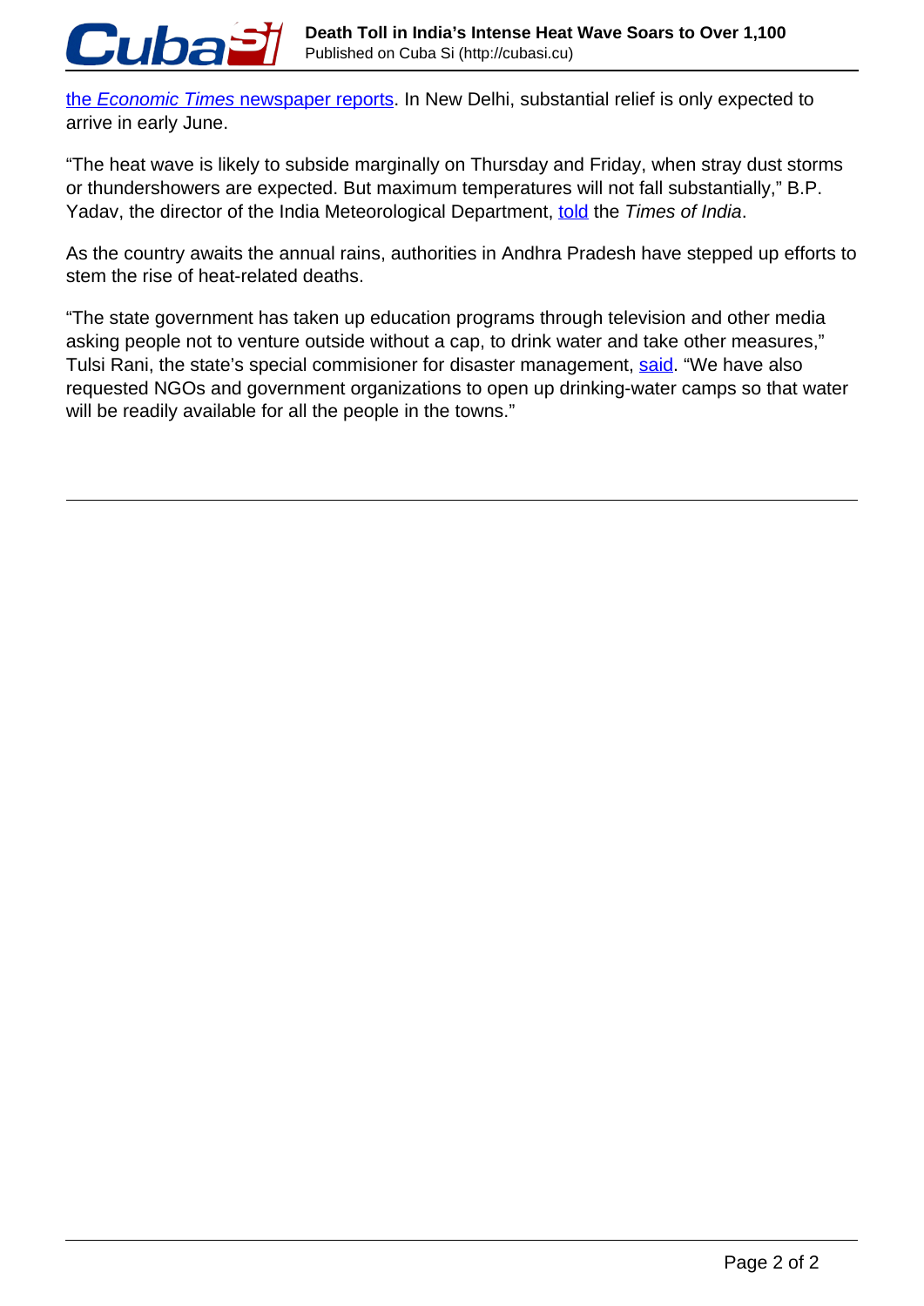the *Economic Times* newspaper reports. In New Delhi, substantial relief is only expected to arrive in early June.

“The heat wave is likely to subside marginally on Thursday and Friday, when stray dust storms or thundershowers are expected. But maximum temperatures will not fall substantially,” B.P. Yadav, the director of the India Meteorological Department, told the *Times of India*.

As the country awaits the annual rains, authorities in Andhra Pradesh have stepped up efforts to stem the rise of heat-related deaths.

“The state government has taken up education programs through television and other media asking people not to venture outside without a cap, to drink water and take other measures,” Tulsi Rani, the state’s special commisioner for disaster management, said. “We have also requested NGOs and government organizations to open up drinking-water camps so that water will be readily available for all the people in the towns.”